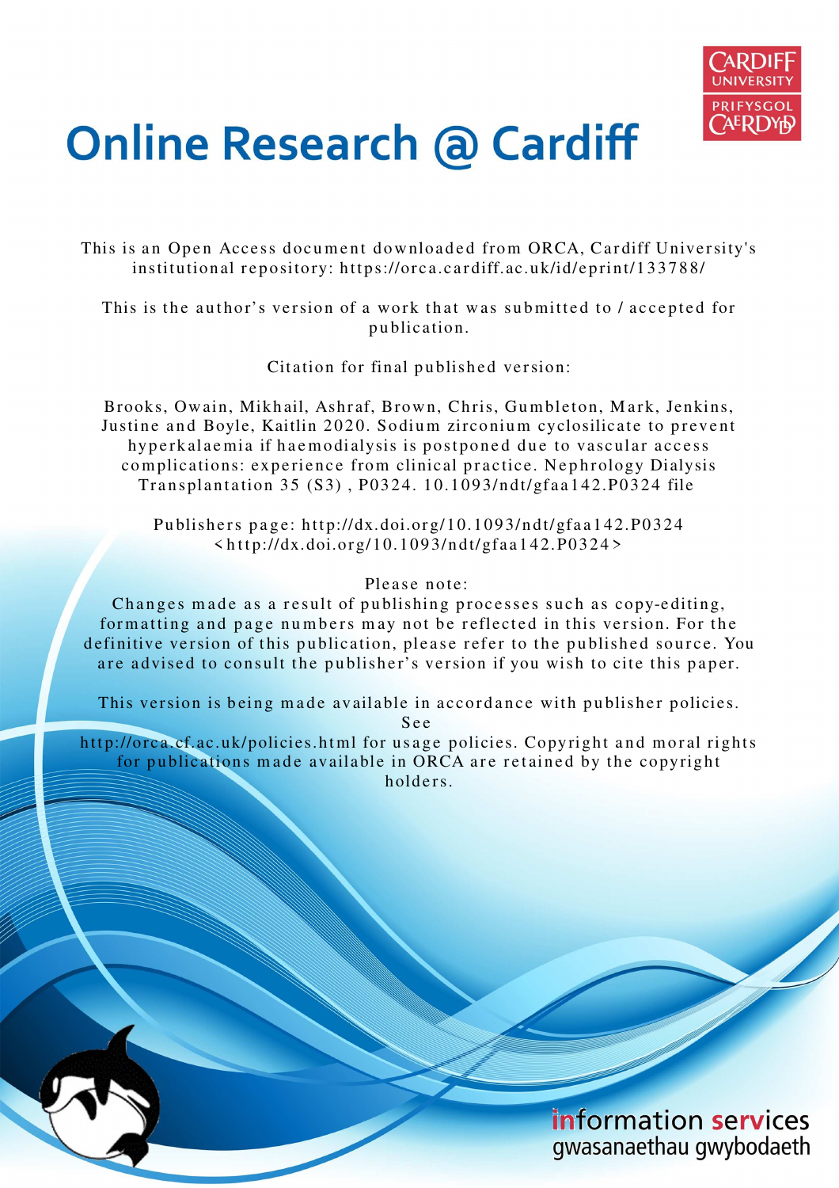# Online Research @ Cardiff

This is an Open Access document downloaded from ORCA, Cardiff University's institutional repository: https://orca.cardiff.ac.uk/id/eprint/133788/

This is the author's version of a work that was submitted to / accepted for publication.

Citation for final published version:

Brooks, Owain, Mikhail, Ashraf, Brown, Chris, Gumbleton, Mark, Jenkins, Justine and Boyle, Kaitlin 2020. Sodium zirconium cyclosilicate to prevent hyperkalaemia if haemodialysis is postponed due to vascular access complications: experience from clinical practice. Nephrology Dialysis Transplantation 35 (S3) , P0324. 10.1093/ndt/gfaa142.P0324 file

Publishers page: http://dx.doi.org/10.1093/ndt/gfaa142.P0324 <http://dx.doi.org/10.1093/ndt/gfaa142.P0324>

Please note:
Changes made as a result of publishing processes such as copy-editing, formatting and page numbers may not be reflected in this version. For the definitive version of this publication, please refer to the published source. You are advised to consult the publisher's version if you wish to cite this paper.

This version is being made available in accordance with publisher policies. See http://orca.cf.ac.uk/policies.html for usage policies. Copyright and moral rights for publications made available in ORCA are retained by the copyright holders.

information services
gwasanaethau gwybodaeth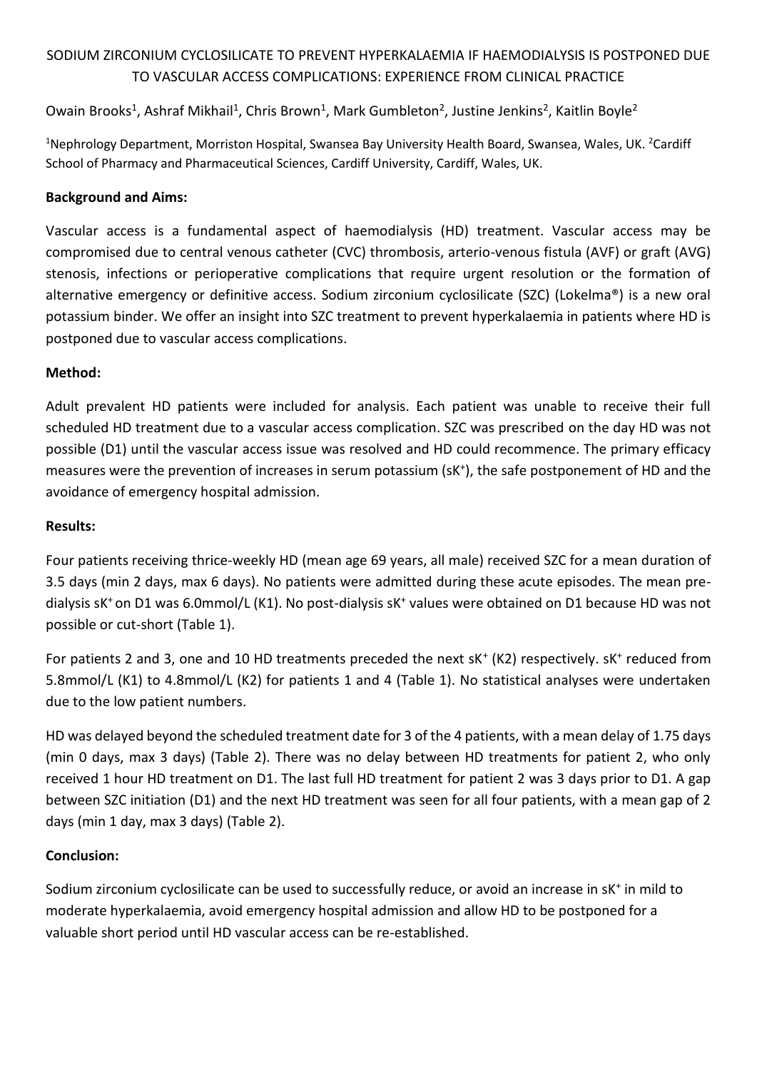SODIUM ZIRCONIUM CYCLOSILICATE TO PREVENT HYPERKALAEMIA IF HAEMODIALYSIS IS POSTPONED DUE TO VASCULAR ACCESS COMPLICATIONS: EXPERIENCE FROM CLINICAL PRACTICE

Owain Brooks[1], Ashraf Mikhail[1], Chris Brown[1], Mark Gumbleton[2], Justine Jenkins[2], Kaitlin Boyle[2]

[1]Nephrology Department, Morriston Hospital, Swansea Bay University Health Board, Swansea, Wales, UK. [2]Cardiff School of Pharmacy and Pharmaceutical Sciences, Cardiff University, Cardiff, Wales, UK.

**Background and Aims:**

Vascular access is a fundamental aspect of haemodialysis (HD) treatment. Vascular access may be compromised due to central venous catheter (CVC) thrombosis, arterio-venous fistula (AVF) or graft (AVG) stenosis, infections or perioperative complications that require urgent resolution or the formation of alternative emergency or definitive access. Sodium zirconium cyclosilicate (SZC) (Lokelma®) is a new oral potassium binder. We offer an insight into SZC treatment to prevent hyperkalaemia in patients where HD is postponed due to vascular access complications.

**Method:**

Adult prevalent HD patients were included for analysis. Each patient was unable to receive their full scheduled HD treatment due to a vascular access complication. SZC was prescribed on the day HD was not possible (D1) until the vascular access issue was resolved and HD could recommence. The primary efficacy measures were the prevention of increases in serum potassium ($sK^+$), the safe postponement of HD and the avoidance of emergency hospital admission.

**Results:**

Four patients receiving thrice-weekly HD (mean age 69 years, all male) received SZC for a mean duration of 3.5 days (min 2 days, max 6 days). No patients were admitted during these acute episodes. The mean pre-dialysis $sK^+$ on D1 was 6.0mmol/L (K1). No post-dialysis $sK^+$ values were obtained on D1 because HD was not possible or cut-short (Table 1).

For patients 2 and 3, one and 10 HD treatments preceded the next $sK^+$ (K2) respectively. $sK^+$ reduced from 5.8mmol/L (K1) to 4.8mmol/L (K2) for patients 1 and 4 (Table 1). No statistical analyses were undertaken due to the low patient numbers.

HD was delayed beyond the scheduled treatment date for 3 of the 4 patients, with a mean delay of 1.75 days (min 0 days, max 3 days) (Table 2). There was no delay between HD treatments for patient 2, who only received 1 hour HD treatment on D1. The last full HD treatment for patient 2 was 3 days prior to D1. A gap between SZC initiation (D1) and the next HD treatment was seen for all four patients, with a mean gap of 2 days (min 1 day, max 3 days) (Table 2).

**Conclusion:**

Sodium zirconium cyclosilicate can be used to successfully reduce, or avoid an increase in $sK^+$ in mild to moderate hyperkalaemia, avoid emergency hospital admission and allow HD to be postponed for a valuable short period until HD vascular access can be re-established.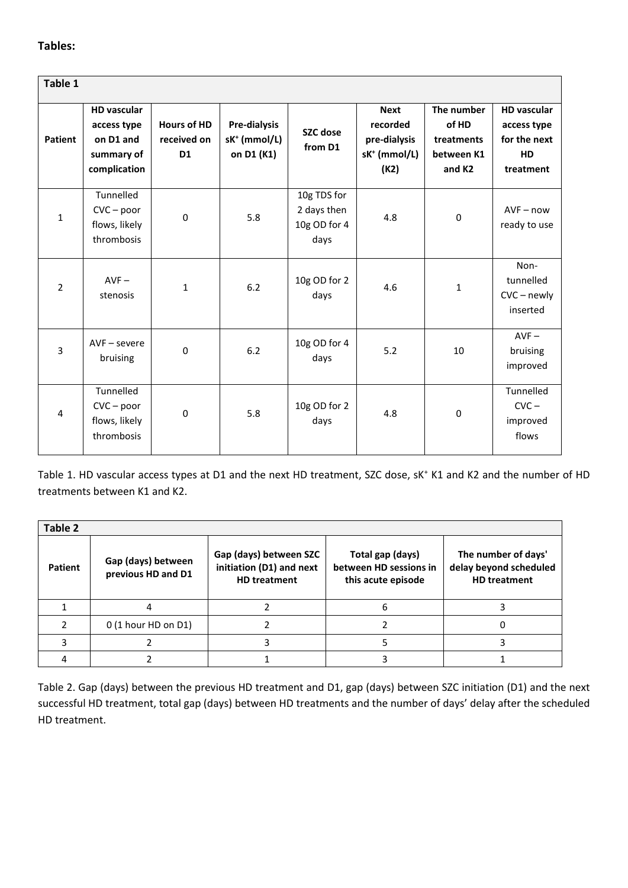**Tables:**

| Table 1 | | | | | | | |
|---|---|---|---|---|---|---|---|
| **Patient** | **HD vascular access type on D1 and summary of complication** | **Hours of HD received on D1** | **Pre-dialysis sK⁺ (mmol/L) on D1 (K1)** | **SZC dose from D1** | **Next recorded pre-dialysis sK⁺ (mmol/L) (K2)** | **The number of HD treatments between K1 and K2** | **HD vascular access type for the next HD treatment** |
| 1 | Tunnelled CVC – poor flows, likely thrombosis | 0 | 5.8 | 10g TDS for 2 days then 10g OD for 4 days | 4.8 | 0 | AVF – now ready to use |
| 2 | AVF – stenosis | 1 | 6.2 | 10g OD for 2 days | 4.6 | 1 | Non-tunnelled CVC – newly inserted |
| 3 | AVF – severe bruising | 0 | 6.2 | 10g OD for 4 days | 5.2 | 10 | AVF – bruising improved |
| 4 | Tunnelled CVC – poor flows, likely thrombosis | 0 | 5.8 | 10g OD for 2 days | 4.8 | 0 | Tunnelled CVC – improved flows |

Table 1. HD vascular access types at D1 and the next HD treatment, SZC dose, sK⁺ K1 and K2 and the number of HD treatments between K1 and K2.

| Table 2 | | | | |
|---|---|---|---|---|
| **Patient** | **Gap (days) between previous HD and D1** | **Gap (days) between SZC initiation (D1) and next HD treatment** | **Total gap (days) between HD sessions in this acute episode** | **The number of days' delay beyond scheduled HD treatment** |
| 1 | 4 | 2 | 6 | 3 |
| 2 | 0 (1 hour HD on D1) | 2 | 2 | 0 |
| 3 | 2 | 3 | 5 | 3 |
| 4 | 2 | 1 | 3 | 1 |

Table 2. Gap (days) between the previous HD treatment and D1, gap (days) between SZC initiation (D1) and the next successful HD treatment, total gap (days) between HD treatments and the number of days' delay after the scheduled HD treatment.